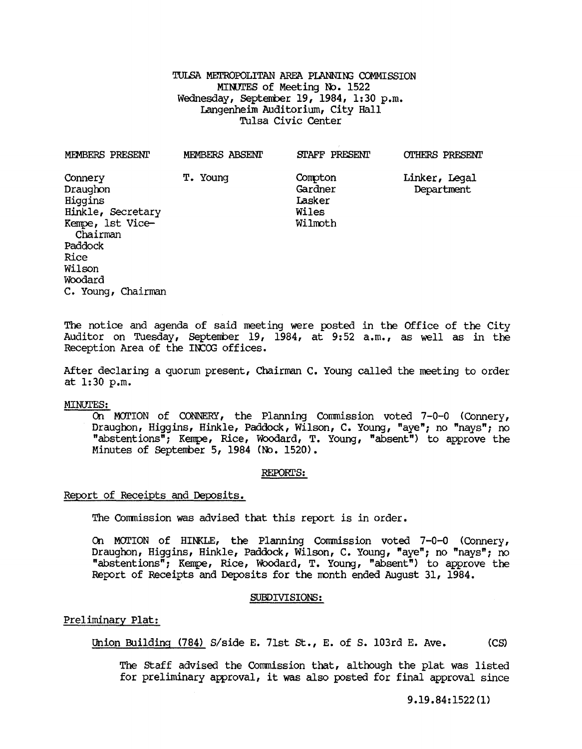TULSA METROPOLITAN AREA PLANNING COMMISSION
MINUTES of Meeting No. 1522
Wednesday, September 19, 1984, 1:30 p.m.
Langenheim Auditorium, City Hall
Tulsa Civic Center

| MEMBERS PRESENT | MEMBERS ABSENT | STAFF PRESENT | OTHERS PRESENT |
|---|---|---|---|
| Connery | T. Young | Compton | Linker, Legal Department |
| Draughon | | Gardner | |
| Higgins | | Lasker | |
| Hinkle, Secretary | | Wiles | |
| Kempe, 1st Vice-Chairman | | Wilmoth | |
| Paddock | | | |
| Rice | | | |
| Wilson | | | |
| Woodard | | | |
| C. Young, Chairman | | | |

The notice and agenda of said meeting were posted in the Office of the City Auditor on Tuesday, September 19, 1984, at 9:52 a.m., as well as in the Reception Area of the INCOG offices.

After declaring a quorum present, Chairman C. Young called the meeting to order at 1:30 p.m.

MINUTES:

On MOTION of CONNERY, the Planning Commission voted 7-0-0 (Connery, Draughon, Higgins, Hinkle, Paddock, Wilson, C. Young, "aye"; no "nays"; no "abstentions"; Kempe, Rice, Woodard, T. Young, "absent") to approve the Minutes of September 5, 1984 (No. 1520).

## REPORTS:

Report of Receipts and Deposits.

The Commission was advised that this report is in order.

On MOTION of HINKLE, the Planning Commission voted 7-0-0 (Connery, Draughon, Higgins, Hinkle, Paddock, Wilson, C. Young, "aye"; no "nays"; no "abstentions"; Kempe, Rice, Woodard, T. Young, "absent") to approve the Report of Receipts and Deposits for the month ended August 31, 1984.

## SUBDIVISIONS:

Preliminary Plat:

Union Building (784) S/side E. 71st St., E. of S. 103rd E. Ave. (CS)

The Staff advised the Commission that, although the plat was listed for preliminary approval, it was also posted for final approval since

9.19.84:1522(1)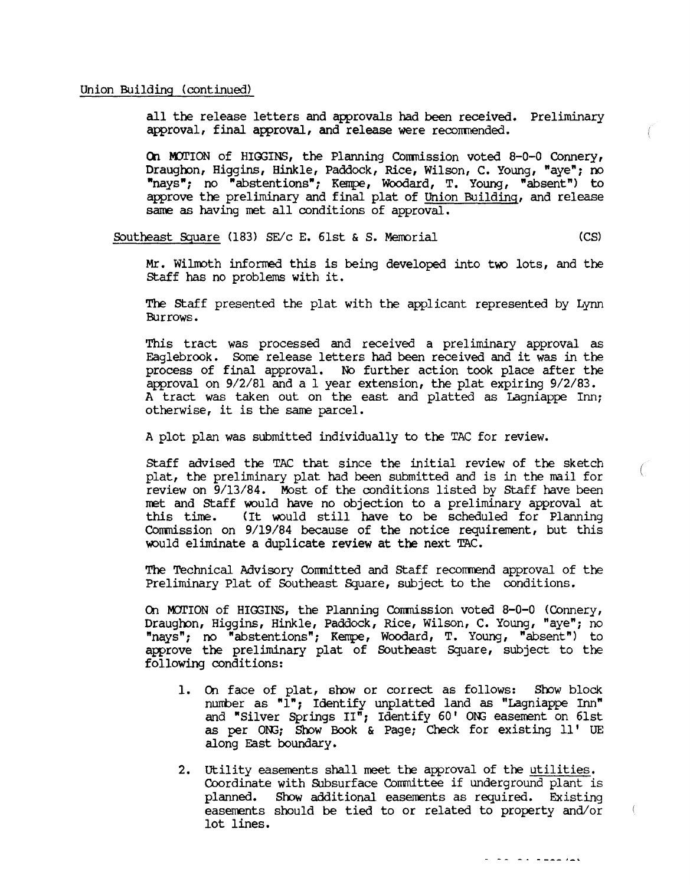Union Building (continued)

all the release letters and approvals had been received. Preliminary approval, final approval, and release were recommended.

On MOTION of HIGGINS, the Planning Commission voted 8-0-0 Connery, Draughon, Higgins, Hinkle, Paddock, Rice, Wilson, C. Young, "aye"; no "nays"; no "abstentions"; Kempe, Woodard, T. Young, "absent") to approve the preliminary and final plat of Union Building, and release same as having met all conditions of approval.

Southeast Square (183) SE/c E. 61st & S. Memorial (CS)

Mr. Wilmoth informed this is being developed into two lots, and the Staff has no problems with it.

The Staff presented the plat with the applicant represented by Lynn Burrows.

This tract was processed and received a preliminary approval as Eaglebrook. Some release letters had been received and it was in the process of final approval. No further action took place after the approval on 9/2/81 and a 1 year extension, the plat expiring 9/2/83. A tract was taken out on the east and platted as Lagniappe Inn; otherwise, it is the same parcel.

A plot plan was submitted individually to the TAC for review.

Staff advised the TAC that since the initial review of the sketch plat, the preliminary plat had been submitted and is in the mail for review on 9/13/84. Most of the conditions listed by Staff have been met and Staff would have no objection to a preliminary approval at this time. (It would still have to be scheduled for Planning Commission on 9/19/84 because of the notice requirement, but this would eliminate a duplicate review at the next TAC.

The Technical Advisory Committed and Staff recommend approval of the Preliminary Plat of Southeast Square, subject to the conditions.

On MOTION of HIGGINS, the Planning Commission voted 8-0-0 (Connery, Draughon, Higgins, Hinkle, Paddock, Rice, Wilson, C. Young, "aye"; no "nays"; no "abstentions"; Kempe, Woodard, T. Young, "absent") to approve the preliminary plat of Southeast Square, subject to the following conditions:

1. On face of plat, show or correct as follows: Show block number as "1"; Identify unplatted land as "Lagniappe Inn" and "Silver Springs II"; Identify 60' ONG easement on 61st as per ONG; Show Book & Page; Check for existing 11' UE along East boundary.

2. Utility easements shall meet the approval of the utilities. Coordinate with Subsurface Committee if underground plant is planned. Show additional easements as required. Existing easements should be tied to or related to property and/or lot lines.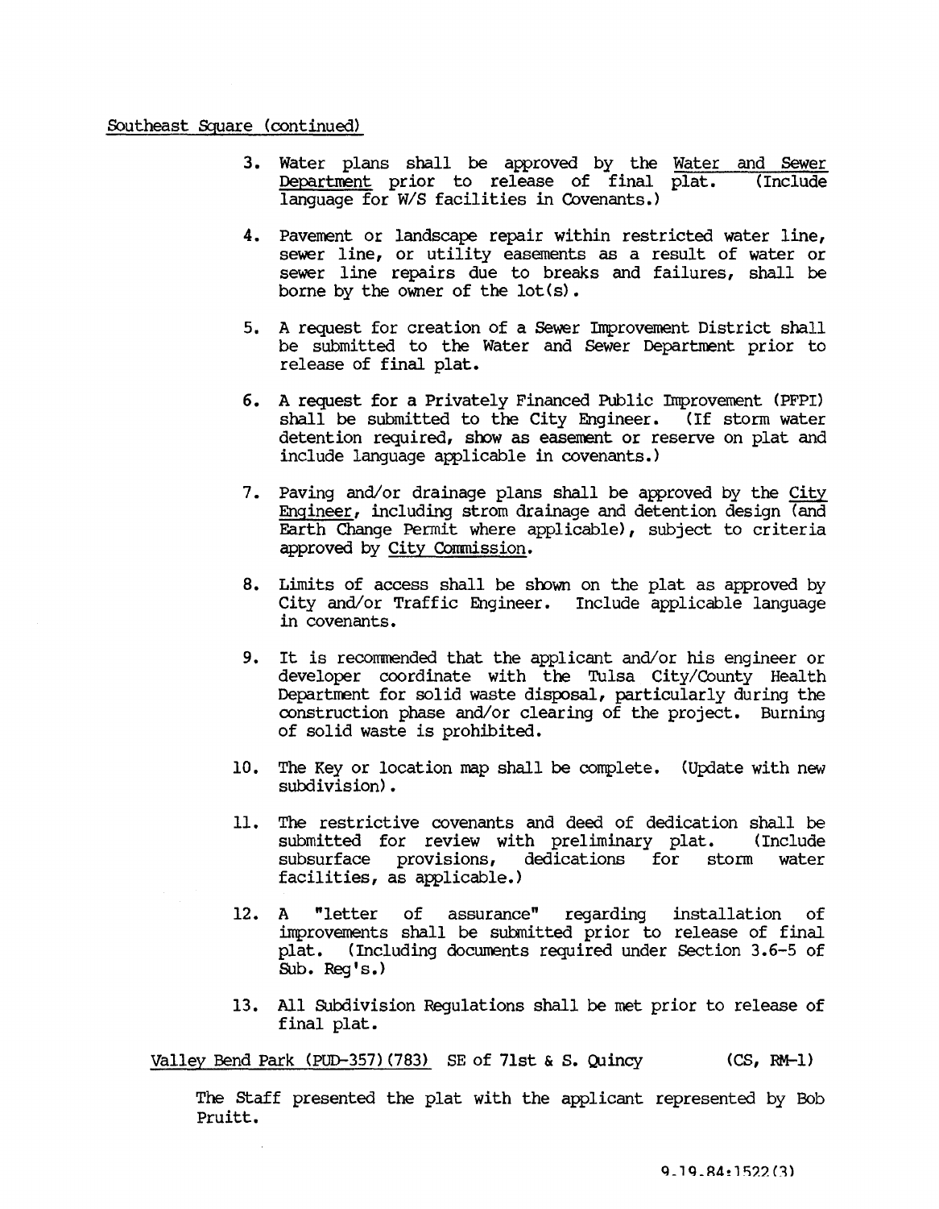Southeast Square (continued)

3. Water plans shall be approved by the Water and Sewer Department prior to release of final plat. (Include language for W/S facilities in Covenants.)

4. Pavement or landscape repair within restricted water line, sewer line, or utility easements as a result of water or sewer line repairs due to breaks and failures, shall be borne by the owner of the lot(s).

5. A request for creation of a Sewer Improvement District shall be submitted to the Water and Sewer Department prior to release of final plat.

6. A request for a Privately Financed Public Improvement (PFPI) shall be submitted to the City Engineer. (If storm water detention required, show as easement or reserve on plat and include language applicable in covenants.)

7. Paving and/or drainage plans shall be approved by the City Engineer, including strom drainage and detention design (and Earth Change Permit where applicable), subject to criteria approved by City Commission.

8. Limits of access shall be shown on the plat as approved by City and/or Traffic Engineer. Include applicable language in covenants.

9. It is recommended that the applicant and/or his engineer or developer coordinate with the Tulsa City/County Health Department for solid waste disposal, particularly during the construction phase and/or clearing of the project. Burning of solid waste is prohibited.

10. The Key or location map shall be complete. (Update with new subdivision).

11. The restrictive covenants and deed of dedication shall be submitted for review with preliminary plat. (Include subsurface provisions, dedications for storm water facilities, as applicable.)

12. A "letter of assurance" regarding installation of improvements shall be submitted prior to release of final plat. (Including documents required under Section 3.6-5 of Sub. Reg's.)

13. All Subdivision Regulations shall be met prior to release of final plat.

Valley Bend Park (PUD-357)(783) SE of 71st & S. Quincy (CS, RM-1)

The Staff presented the plat with the applicant represented by Bob Pruitt.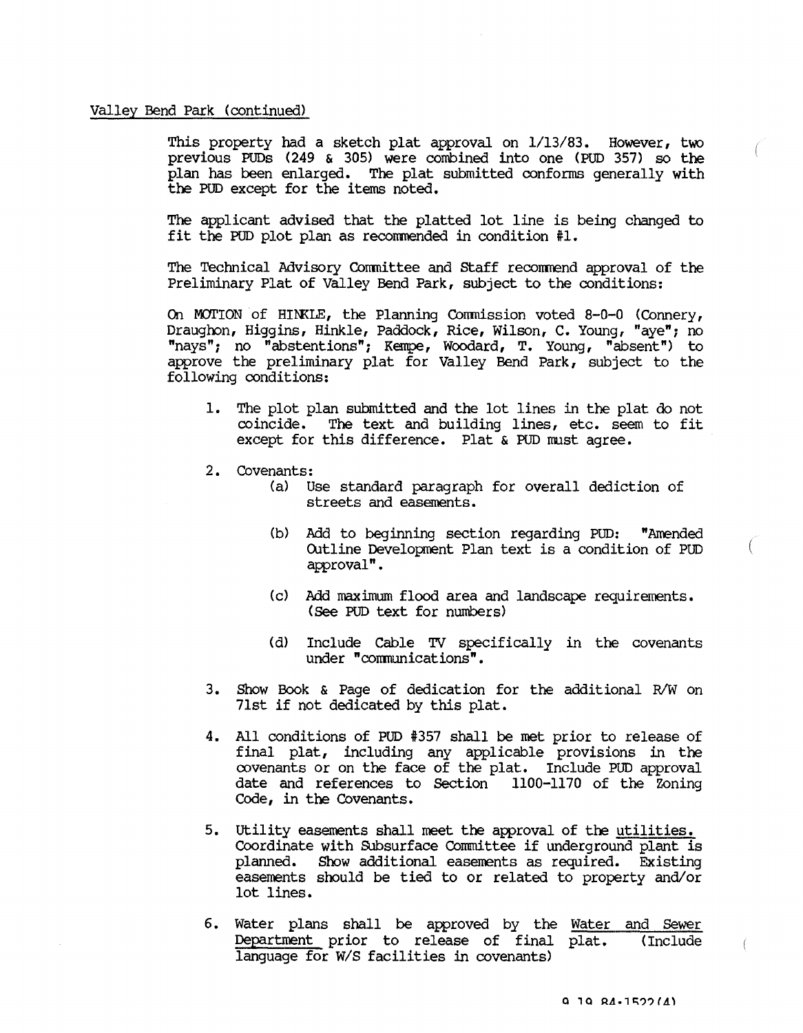Valley Bend Park (continued)

This property had a sketch plat approval on 1/13/83. However, two previous PUDs (249 & 305) were combined into one (PUD 357) so the plan has been enlarged. The plat submitted conforms generally with the PUD except for the items noted.

The applicant advised that the platted lot line is being changed to fit the PUD plot plan as recommended in condition #1.

The Technical Advisory Committee and Staff recommend approval of the Preliminary Plat of Valley Bend Park, subject to the conditions:

On MOTION of HINKLE, the Planning Commission voted 8-0-0 (Connery, Draughon, Higgins, Hinkle, Paddock, Rice, Wilson, C. Young, "aye"; no "nays"; no "abstentions"; Kempe, Woodard, T. Young, "absent") to approve the preliminary plat for Valley Bend Park, subject to the following conditions:

1. The plot plan submitted and the lot lines in the plat do not coincide. The text and building lines, etc. seem to fit except for this difference. Plat & PUD must agree.

2. Covenants:
   - (a) Use standard paragraph for overall dediction of streets and easements.
   - (b) Add to beginning section regarding PUD: "Amended Outline Development Plan text is a condition of PUD approval".
   - (c) Add maximum flood area and landscape requirements. (See PUD text for numbers)
   - (d) Include Cable TV specifically in the covenants under "communications".

3. Show Book & Page of dedication for the additional R/W on 71st if not dedicated by this plat.

4. All conditions of PUD #357 shall be met prior to release of final plat, including any applicable provisions in the covenants or on the face of the plat. Include PUD approval date and references to Section 1100-1170 of the Zoning Code, in the Covenants.

5. Utility easements shall meet the approval of the utilities. Coordinate with Subsurface Committee if underground plant is planned. Show additional easements as required. Existing easements should be tied to or related to property and/or lot lines.

6. Water plans shall be approved by the Water and Sewer Department prior to release of final plat. (Include language for W/S facilities in covenants)

9.19.84:1522(4)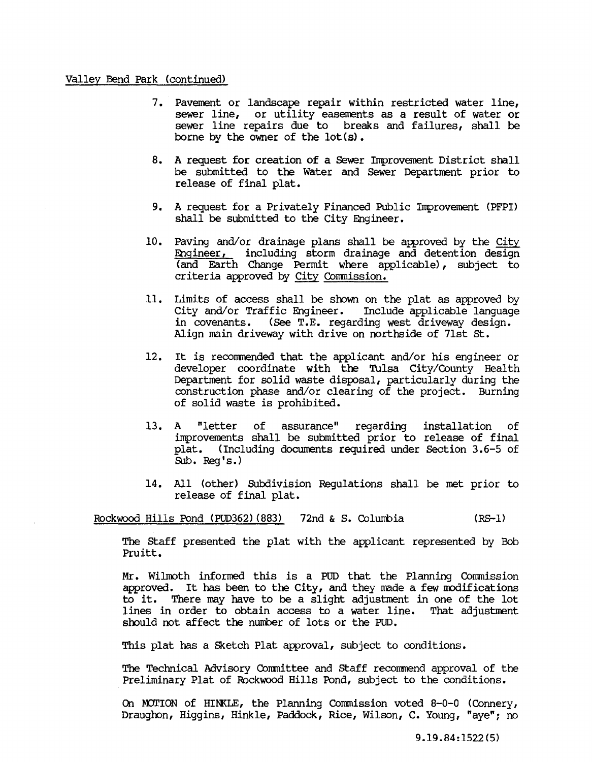Valley Bend Park (continued)

7. Pavement or landscape repair within restricted water line, sewer line, or utility easements as a result of water or sewer line repairs due to breaks and failures, shall be borne by the owner of the lot(s).

8. A request for creation of a Sewer Improvement District shall be submitted to the Water and Sewer Department prior to release of final plat.

9. A request for a Privately Financed Public Improvement (PFPI) shall be submitted to the City Engineer.

10. Paving and/or drainage plans shall be approved by the City Engineer, including storm drainage and detention design (and Earth Change Permit where applicable), subject to criteria approved by City Commission.

11. Limits of access shall be shown on the plat as approved by City and/or Traffic Engineer. Include applicable language in covenants. (See T.E. regarding west driveway design. Align main driveway with drive on northside of 71st St.

12. It is recommended that the applicant and/or his engineer or developer coordinate with the Tulsa City/County Health Department for solid waste disposal, particularly during the construction phase and/or clearing of the project. Burning of solid waste is prohibited.

13. A "letter of assurance" regarding installation of improvements shall be submitted prior to release of final plat. (Including documents required under Section 3.6-5 of Sub. Reg's.)

14. All (other) Subdivision Regulations shall be met prior to release of final plat.

Rockwood Hills Pond (PUD362)(883) 72nd & S. Columbia (RS-1)

The Staff presented the plat with the applicant represented by Bob Pruitt.

Mr. Wilmoth informed this is a PUD that the Planning Commission approved. It has been to the City, and they made a few modifications to it. There may have to be a slight adjustment in one of the lot lines in order to obtain access to a water line. That adjustment should not affect the number of lots or the PUD.

This plat has a Sketch Plat approval, subject to conditions.

The Technical Advisory Committee and Staff recommend approval of the Preliminary Plat of Rockwood Hills Pond, subject to the conditions.

On MOTION of HINKLE, the Planning Commission voted 8-0-0 (Connery, Draughon, Higgins, Hinkle, Paddock, Rice, Wilson, C. Young, "aye"; no

9.19.84:1522(5)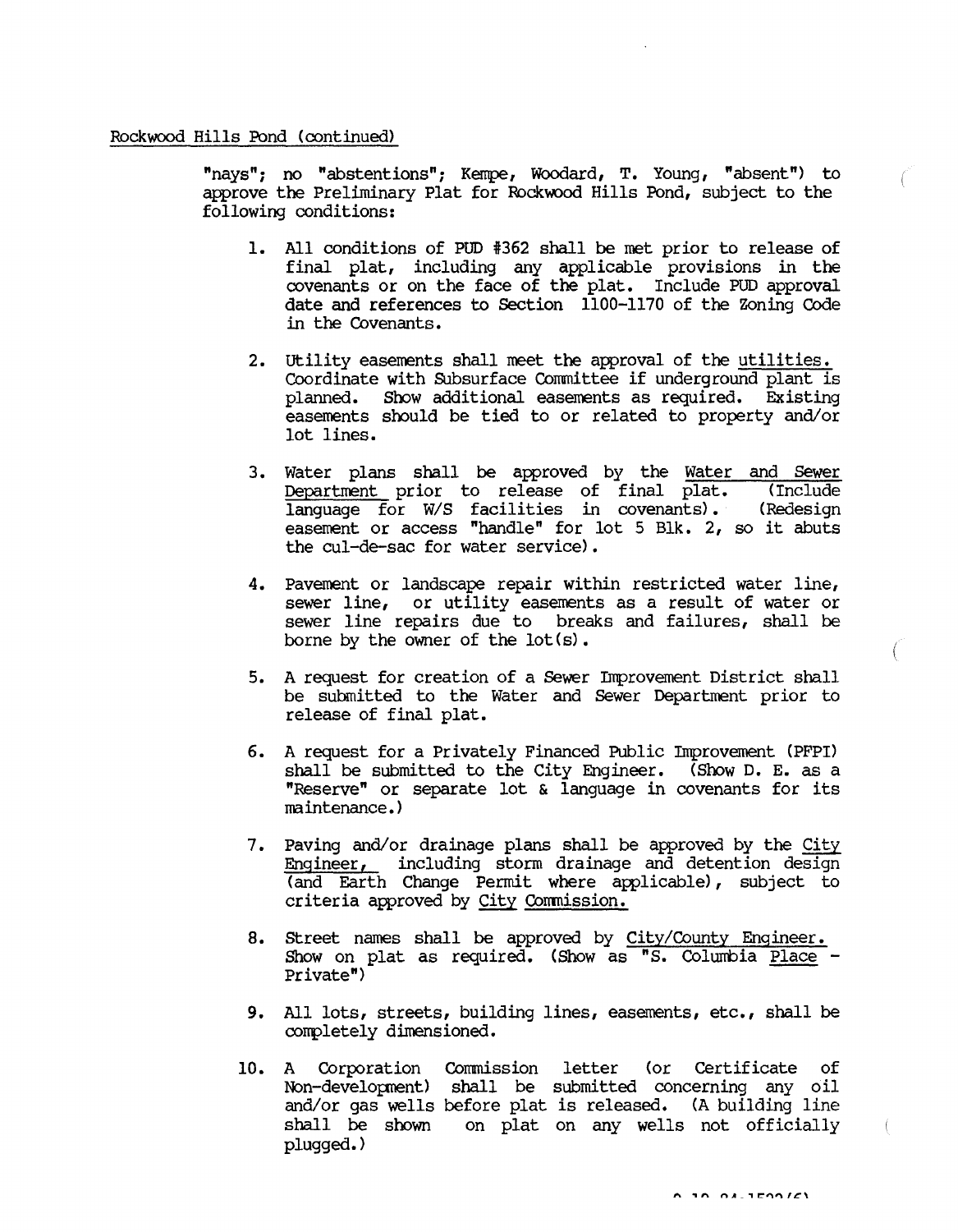Rockwood Hills Pond (continued)

"nays"; no "abstentions"; Kempe, Woodard, T. Young, "absent") to approve the Preliminary Plat for Rockwood Hills Pond, subject to the following conditions:

1. All conditions of PUD #362 shall be met prior to release of final plat, including any applicable provisions in the covenants or on the face of the plat. Include PUD approval date and references to Section 1100-1170 of the Zoning Code in the Covenants.

2. Utility easements shall meet the approval of the utilities. Coordinate with Subsurface Committee if underground plant is planned. Show additional easements as required. Existing easements should be tied to or related to property and/or lot lines.

3. Water plans shall be approved by the Water and Sewer Department prior to release of final plat. (Include language for W/S facilities in covenants). (Redesign easement or access "handle" for lot 5 Blk. 2, so it abuts the cul-de-sac for water service).

4. Pavement or landscape repair within restricted water line, sewer line, or utility easements as a result of water or sewer line repairs due to breaks and failures, shall be borne by the owner of the lot(s).

5. A request for creation of a Sewer Improvement District shall be submitted to the Water and Sewer Department prior to release of final plat.

6. A request for a Privately Financed Public Improvement (PFPI) shall be submitted to the City Engineer. (Show D. E. as a "Reserve" or separate lot & language in covenants for its maintenance.)

7. Paving and/or drainage plans shall be approved by the City Engineer, including storm drainage and detention design (and Earth Change Permit where applicable), subject to criteria approved by City Commission.

8. Street names shall be approved by City/County Engineer. Show on plat as required. (Show as "S. Columbia Place - Private")

9. All lots, streets, building lines, easements, etc., shall be completely dimensioned.

10. A Corporation Commission letter (or Certificate of Non-development) shall be submitted concerning any oil and/or gas wells before plat is released. (A building line shall be shown on plat on any wells not officially plugged.)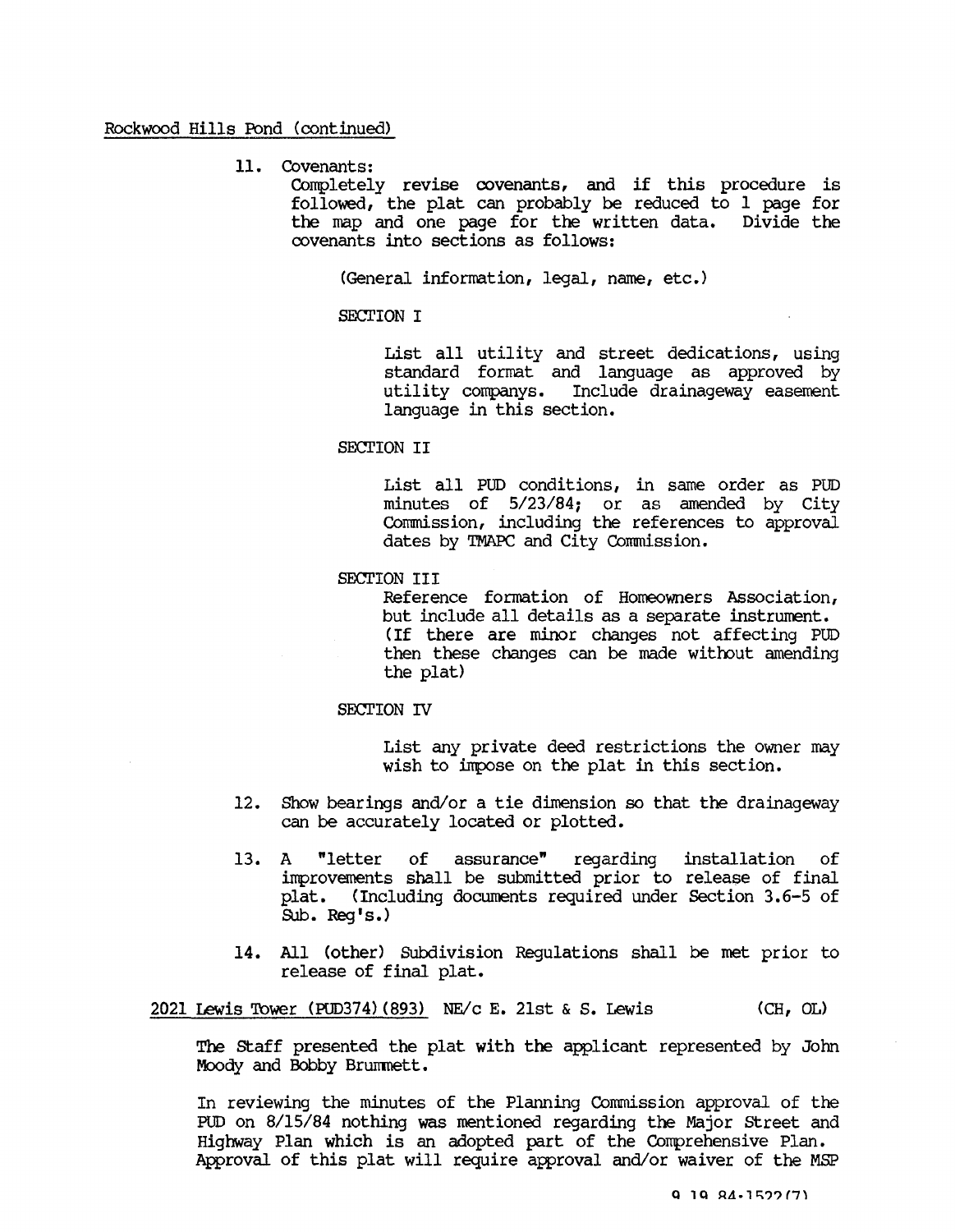Rockwood Hills Pond (continued)

11. Covenants:
    Completely revise covenants, and if this procedure is followed, the plat can probably be reduced to 1 page for the map and one page for the written data. Divide the covenants into sections as follows:

    (General information, legal, name, etc.)

    SECTION I

    List all utility and street dedications, using standard format and language as approved by utility companys. Include drainageway easement language in this section.

    SECTION II

    List all PUD conditions, in same order as PUD minutes of 5/23/84; or as amended by City Commission, including the references to approval dates by TMAPC and City Commission.

    SECTION III

    Reference formation of Homeowners Association, but include all details as a separate instrument. (If there are minor changes not affecting PUD then these changes can be made without amending the plat)

    SECTION IV

    List any private deed restrictions the owner may wish to impose on the plat in this section.

12. Show bearings and/or a tie dimension so that the drainageway can be accurately located or plotted.

13. A "letter of assurance" regarding installation of improvements shall be submitted prior to release of final plat. (Including documents required under Section 3.6-5 of Sub. Reg's.)

14. All (other) Subdivision Regulations shall be met prior to release of final plat.

2021 Lewis Tower (PUD374)(893) NE/c E. 21st & S. Lewis (CH, OL)

The Staff presented the plat with the applicant represented by John Moody and Bobby Brummett.

In reviewing the minutes of the Planning Commission approval of the PUD on 8/15/84 nothing was mentioned regarding the Major Street and Highway Plan which is an adopted part of the Comprehensive Plan. Approval of this plat will require approval and/or waiver of the MSP

9.19.84:1522(7)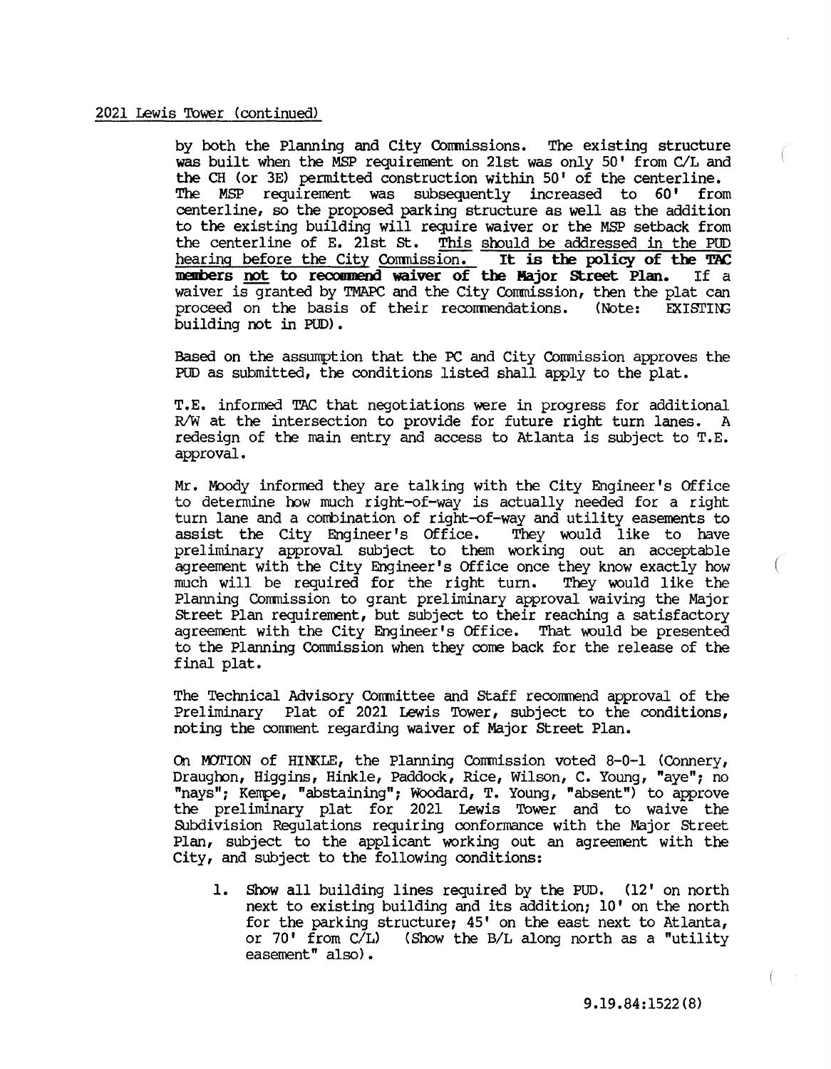2021 Lewis Tower (continued)

by both the Planning and City Commissions. The existing structure was built when the MSP requirement on 21st was only 50' from C/L and the CH (or 3E) permitted construction within 50' of the centerline. The MSP requirement was subsequently increased to 60' from centerline, so the proposed parking structure as well as the addition to the existing building will require waiver or the MSP setback from the centerline of E. 21st St. <u>This should be addressed in the PUD hearing before the City Commission.</u> **It is the policy of the TAC members <u>not</u> to recommend waiver of the Major Street Plan.** If a waiver is granted by TMAPC and the City Commission, then the plat can proceed on the basis of their recommendations. (Note: EXISTING building not in PUD).

Based on the assumption that the PC and City Commission approves the PUD as submitted, the conditions listed shall apply to the plat.

T.E. informed TAC that negotiations were in progress for additional R/W at the intersection to provide for future right turn lanes. A redesign of the main entry and access to Atlanta is subject to T.E. approval.

Mr. Moody informed they are talking with the City Engineer's Office to determine how much right-of-way is actually needed for a right turn lane and a combination of right-of-way and utility easements to assist the City Engineer's Office. They would like to have preliminary approval subject to them working out an acceptable agreement with the City Engineer's Office once they know exactly how much will be required for the right turn. They would like the Planning Commission to grant preliminary approval waiving the Major Street Plan requirement, but subject to their reaching a satisfactory agreement with the City Engineer's Office. That would be presented to the Planning Commission when they come back for the release of the final plat.

The Technical Advisory Committee and Staff recommend approval of the Preliminary Plat of 2021 Lewis Tower, subject to the conditions, noting the comment regarding waiver of Major Street Plan.

On MOTION of HINKLE, the Planning Commission voted 8-0-1 (Connery, Draughon, Higgins, Hinkle, Paddock, Rice, Wilson, C. Young, "aye"; no "nays"; Kempe, "abstaining"; Woodard, T. Young, "absent") to approve the preliminary plat for 2021 Lewis Tower and to waive the Subdivision Regulations requiring conformance with the Major Street Plan, subject to the applicant working out an agreement with the City, and subject to the following conditions:

1. Show all building lines required by the PUD. (12' on north next to existing building and its addition; 10' on the north for the parking structure; 45' on the east next to Atlanta, or 70' from C/L) (Show the B/L along north as a "utility easement" also).

9.19.84:1522(8)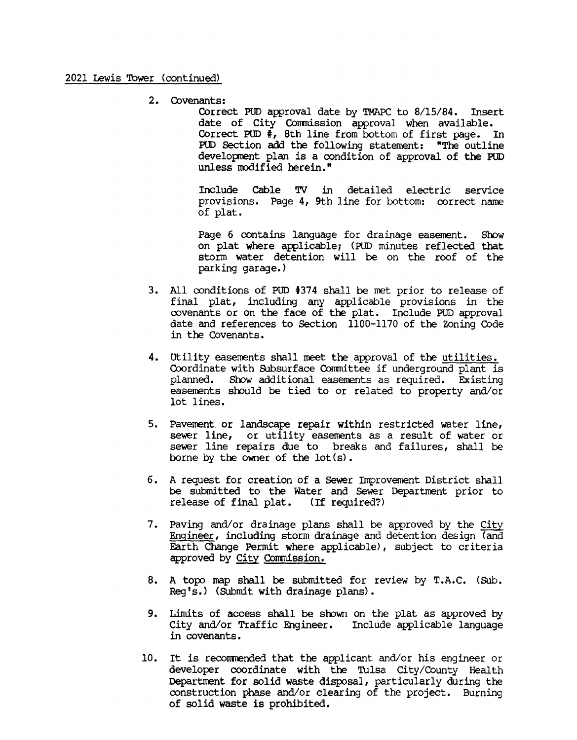2021 Lewis Tower (continued)

2. Covenants:

   Correct PUD approval date by TMAPC to 8/15/84. Insert date of City Commission approval when available. Correct PUD #, 8th line from bottom of first page. In PUD Section add the following statement: "The outline development plan is a condition of approval of the PUD unless modified herein."

   Include Cable TV in detailed electric service provisions. Page 4, 9th line for bottom: correct name of plat.

   Page 6 contains language for drainage easement. Show on plat where applicable; (PUD minutes reflected that storm water detention will be on the roof of the parking garage.)

3. All conditions of PUD #374 shall be met prior to release of final plat, including any applicable provisions in the covenants or on the face of the plat. Include PUD approval date and references to Section 1100-1170 of the Zoning Code in the Covenants.

4. Utility easements shall meet the approval of the utilities. Coordinate with Subsurface Committee if underground plant is planned. Show additional easements as required. Existing easements should be tied to or related to property and/or lot lines.

5. Pavement or landscape repair within restricted water line, sewer line, or utility easements as a result of water or sewer line repairs due to breaks and failures, shall be borne by the owner of the lot(s).

6. A request for creation of a Sewer Improvement District shall be submitted to the Water and Sewer Department prior to release of final plat. (If required?)

7. Paving and/or drainage plans shall be approved by the City Engineer, including storm drainage and detention design (and Earth Change Permit where applicable), subject to criteria approved by City Commission.

8. A topo map shall be submitted for review by T.A.C. (Sub. Reg's.) (Submit with drainage plans).

9. Limits of access shall be shown on the plat as approved by City and/or Traffic Engineer. Include applicable language in covenants.

10. It is recommended that the applicant and/or his engineer or developer coordinate with the Tulsa City/County Health Department for solid waste disposal, particularly during the construction phase and/or clearing of the project. Burning of solid waste is prohibited.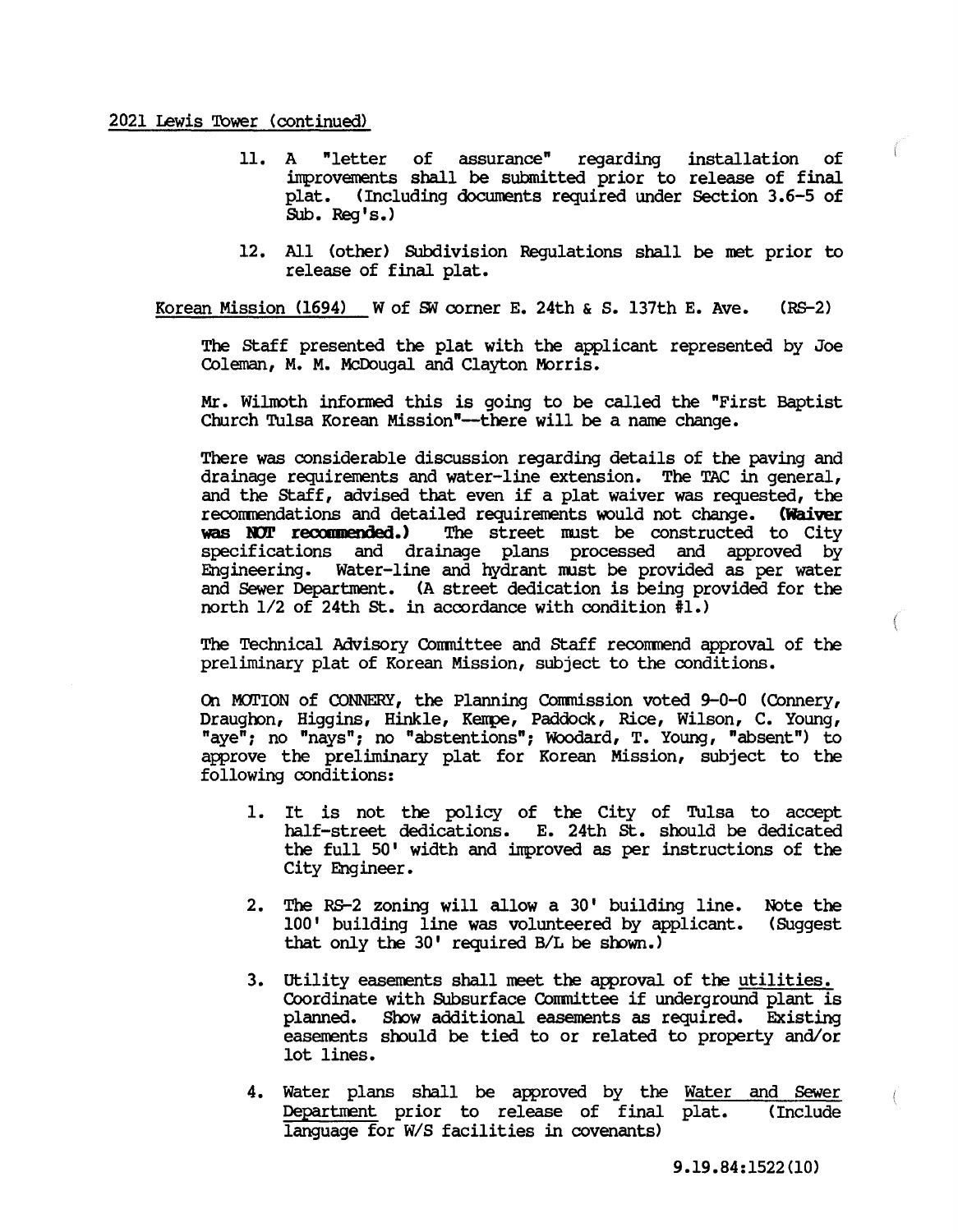2021 Lewis Tower (continued)

11. A "letter of assurance" regarding installation of improvements shall be submitted prior to release of final plat. (Including documents required under Section 3.6-5 of Sub. Reg's.)

12. All (other) Subdivision Regulations shall be met prior to release of final plat.

Korean Mission (1694) W of SW corner E. 24th & S. 137th E. Ave. (RS-2)

The Staff presented the plat with the applicant represented by Joe Coleman, M. M. McDougal and Clayton Morris.

Mr. Wilmoth informed this is going to be called the "First Baptist Church Tulsa Korean Mission"--there will be a name change.

There was considerable discussion regarding details of the paving and drainage requirements and water-line extension. The TAC in general, and the Staff, advised that even if a plat waiver was requested, the recommendations and detailed requirements would not change. **(Waiver was NOT recommended.)** The street must be constructed to City specifications and drainage plans processed and approved by Engineering. Water-line and hydrant must be provided as per water and Sewer Department. (A street dedication is being provided for the north 1/2 of 24th St. in accordance with condition #1.)

The Technical Advisory Committee and Staff recommend approval of the preliminary plat of Korean Mission, subject to the conditions.

On MOTION of CONNERY, the Planning Commission voted 9-0-0 (Connery, Draughon, Higgins, Hinkle, Kempe, Paddock, Rice, Wilson, C. Young, "aye"; no "nays"; no "abstentions"; Woodard, T. Young, "absent") to approve the preliminary plat for Korean Mission, subject to the following conditions:

1. It is not the policy of the City of Tulsa to accept half-street dedications. E. 24th St. should be dedicated the full 50' width and improved as per instructions of the City Engineer.

2. The RS-2 zoning will allow a 30' building line. Note the 100' building line was volunteered by applicant. (Suggest that only the 30' required B/L be shown.)

3. Utility easements shall meet the approval of the utilities. Coordinate with Subsurface Committee if underground plant is planned. Show additional easements as required. Existing easements should be tied to or related to property and/or lot lines.

4. Water plans shall be approved by the Water and Sewer Department prior to release of final plat. (Include language for W/S facilities in covenants)

9.19.84:1522(10)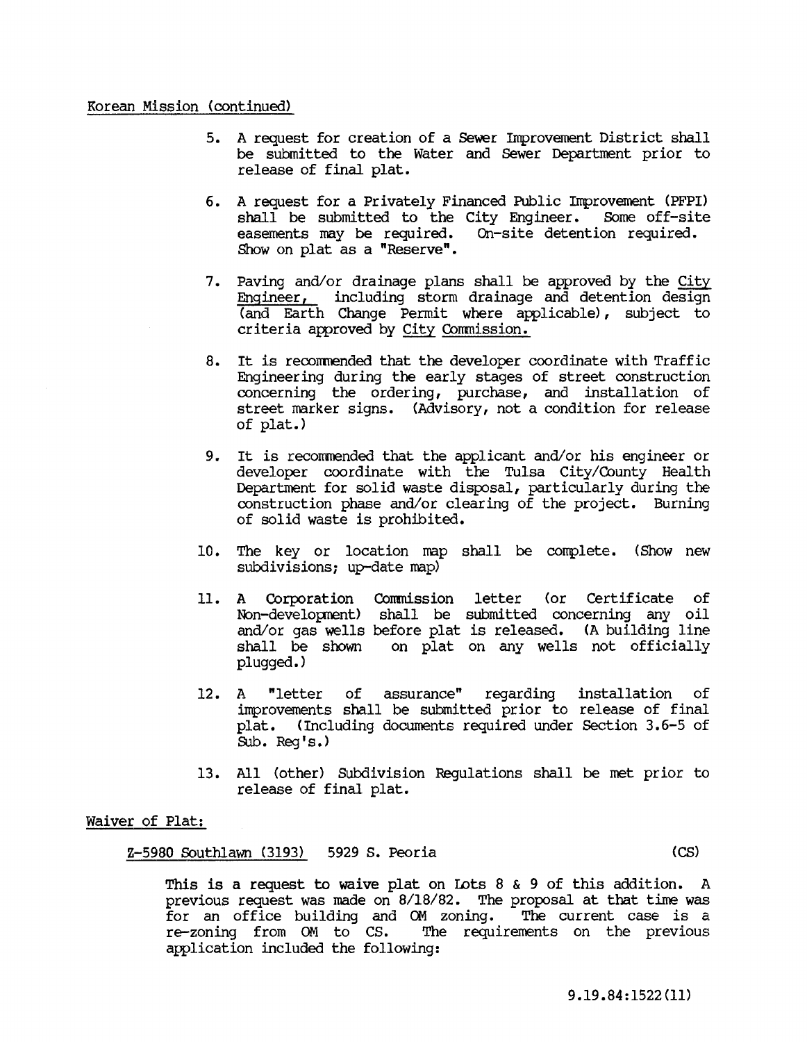Korean Mission (continued)

5. A request for creation of a Sewer Improvement District shall be submitted to the Water and Sewer Department prior to release of final plat.

6. A request for a Privately Financed Public Improvement (PFPI) shall be submitted to the City Engineer. Some off-site easements may be required. On-site detention required. Show on plat as a "Reserve".

7. Paving and/or drainage plans shall be approved by the City Engineer, including storm drainage and detention design (and Earth Change Permit where applicable), subject to criteria approved by City Commission.

8. It is recommended that the developer coordinate with Traffic Engineering during the early stages of street construction concerning the ordering, purchase, and installation of street marker signs. (Advisory, not a condition for release of plat.)

9. It is recommended that the applicant and/or his engineer or developer coordinate with the Tulsa City/County Health Department for solid waste disposal, particularly during the construction phase and/or clearing of the project. Burning of solid waste is prohibited.

10. The key or location map shall be complete. (Show new subdivisions; up-date map)

11. A Corporation Commission letter (or Certificate of Non-development) shall be submitted concerning any oil and/or gas wells before plat is released. (A building line shall be shown on plat on any wells not officially plugged.)

12. A "letter of assurance" regarding installation of improvements shall be submitted prior to release of final plat. (Including documents required under Section 3.6-5 of Sub. Reg's.)

13. All (other) Subdivision Regulations shall be met prior to release of final plat.

Waiver of Plat:

Z-5980 Southlawn (3193) 5929 S. Peoria (CS)

This is a request to waive plat on Lots 8 & 9 of this addition. A previous request was made on 8/18/82. The proposal at that time was for an office building and OM zoning. The current case is a re-zoning from OM to CS. The requirements on the previous application included the following:

9.19.84:1522(11)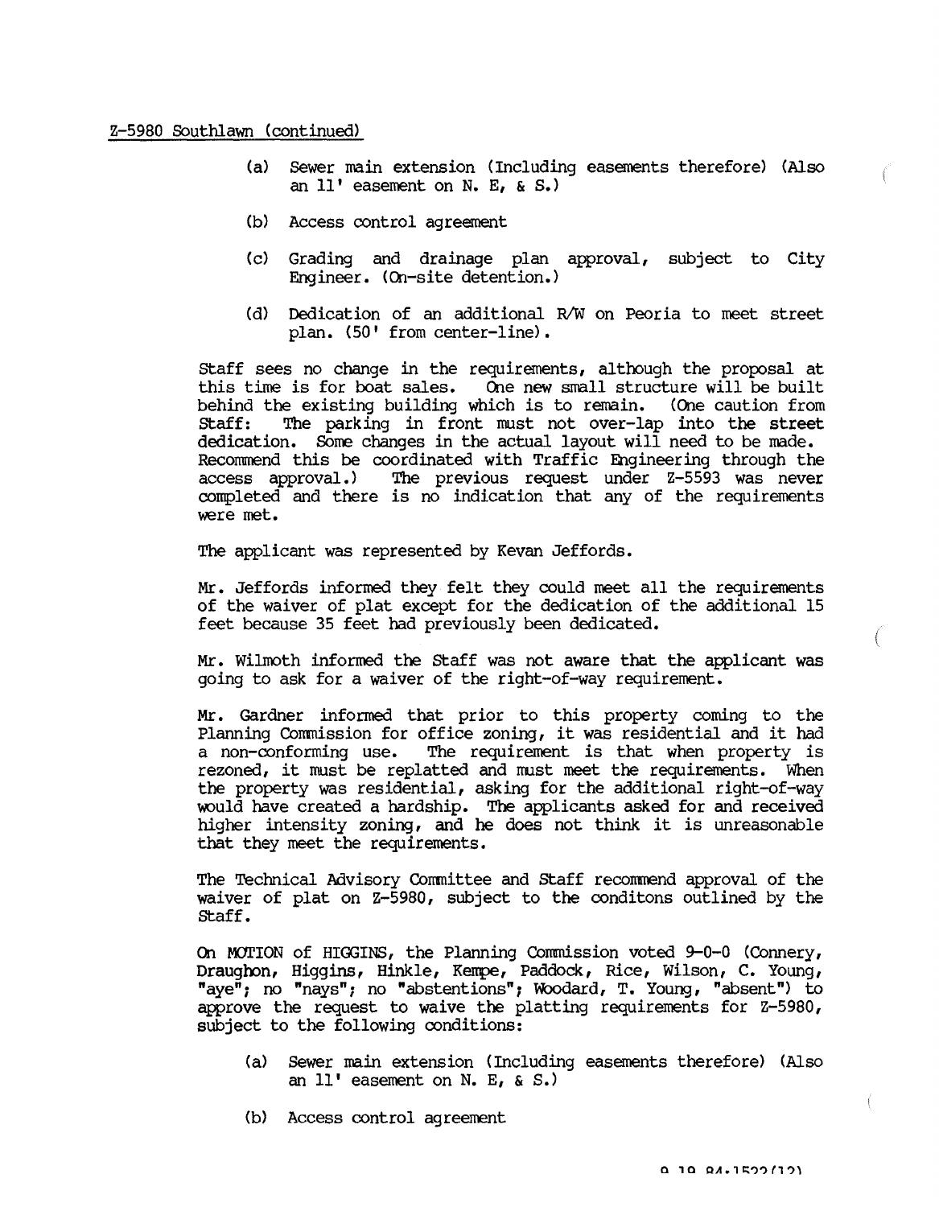Z-5980 Southlawn (continued)

(a) Sewer main extension (Including easements therefore) (Also an 11' easement on N. E, & S.)

(b) Access control agreement

(c) Grading and drainage plan approval, subject to City Engineer. (On-site detention.)

(d) Dedication of an additional R/W on Peoria to meet street plan. (50' from center-line).

Staff sees no change in the requirements, although the proposal at this time is for boat sales. One new small structure will be built behind the existing building which is to remain. (One caution from Staff: The parking in front must not over-lap into the street dedication. Some changes in the actual layout will need to be made. Recommend this be coordinated with Traffic Engineering through the access approval.) The previous request under Z-5593 was never completed and there is no indication that any of the requirements were met.

The applicant was represented by Kevan Jeffords.

Mr. Jeffords informed they felt they could meet all the requirements of the waiver of plat except for the dedication of the additional 15 feet because 35 feet had previously been dedicated.

Mr. Wilmoth informed the Staff was not aware that the applicant was going to ask for a waiver of the right-of-way requirement.

Mr. Gardner informed that prior to this property coming to the Planning Commission for office zoning, it was residential and it had a non-conforming use. The requirement is that when property is rezoned, it must be replatted and must meet the requirements. When the property was residential, asking for the additional right-of-way would have created a hardship. The applicants asked for and received higher intensity zoning, and he does not think it is unreasonable that they meet the requirements.

The Technical Advisory Committee and Staff recommend approval of the waiver of plat on Z-5980, subject to the conditons outlined by the Staff.

On MOTION of HIGGINS, the Planning Commission voted 9-0-0 (Connery, Draughon, Higgins, Hinkle, Kempe, Paddock, Rice, Wilson, C. Young, "aye"; no "nays"; no "abstentions"; Woodard, T. Young, "absent") to approve the request to waive the platting requirements for Z-5980, subject to the following conditions:

(a) Sewer main extension (Including easements therefore) (Also an 11' easement on N. E, & S.)

(b) Access control agreement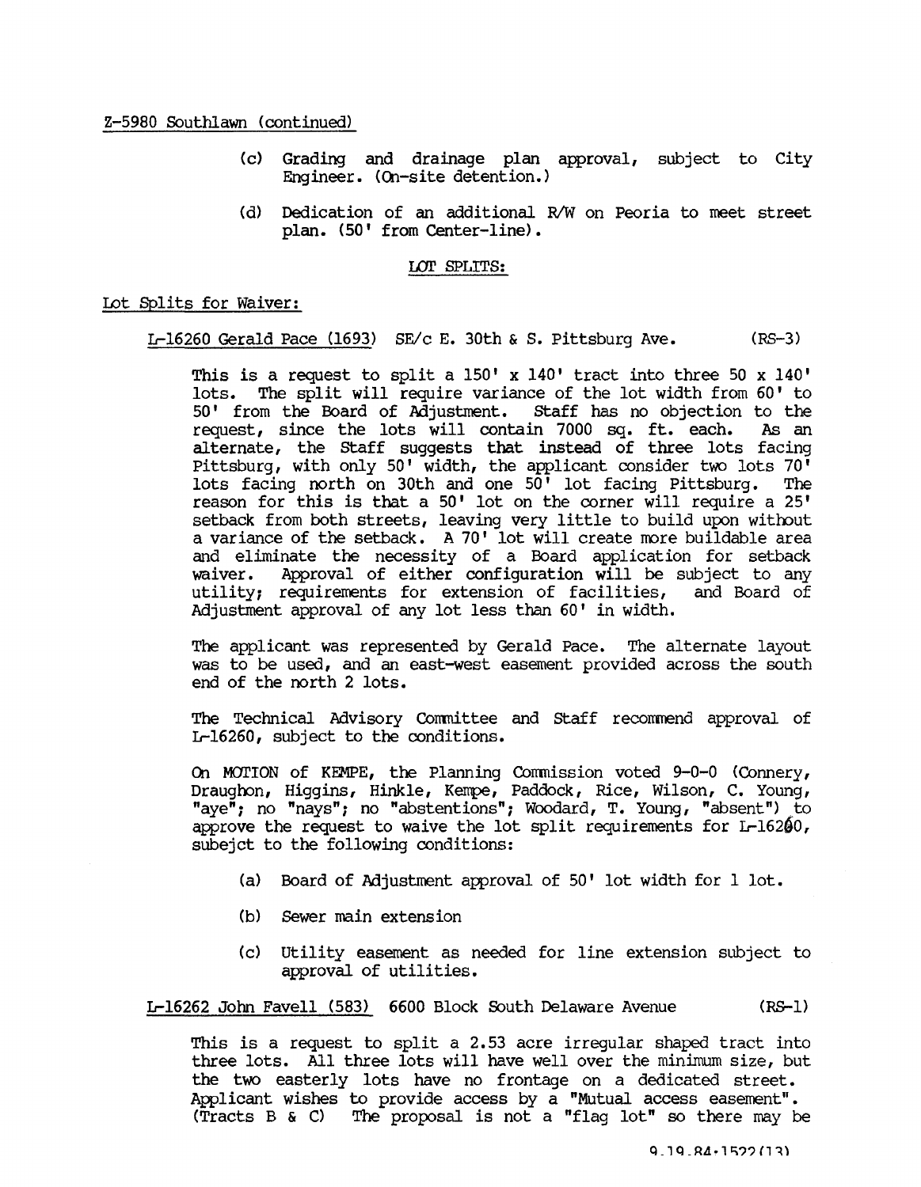Z-5980 Southlawn (continued)

(c) Grading and drainage plan approval, subject to City Engineer. (On-site detention.)

(d) Dedication of an additional R/W on Peoria to meet street plan. (50' from Center-line).

## LOT SPLITS:

### Lot Splits for Waiver:

L-16260 Gerald Pace (1693) SE/c E. 30th & S. Pittsburg Ave. (RS-3)

This is a request to split a 150' x 140' tract into three 50 x 140' lots. The split will require variance of the lot width from 60' to 50' from the Board of Adjustment. Staff has no objection to the request, since the lots will contain 7000 sq. ft. each. As an alternate, the Staff suggests that instead of three lots facing Pittsburg, with only 50' width, the applicant consider two lots 70' lots facing north on 30th and one 50' lot facing Pittsburg. The reason for this is that a 50' lot on the corner will require a 25' setback from both streets, leaving very little to build upon without a variance of the setback. A 70' lot will create more buildable area and eliminate the necessity of a Board application for setback waiver. Approval of either configuration will be subject to any utility; requirements for extension of facilities, and Board of Adjustment approval of any lot less than 60' in width.

The applicant was represented by Gerald Pace. The alternate layout was to be used, and an east-west easement provided across the south end of the north 2 lots.

The Technical Advisory Committee and Staff recommend approval of L-16260, subject to the conditions.

On MOTION of KEMPE, the Planning Commission voted 9-0-0 (Connery, Draughon, Higgins, Hinkle, Kempe, Paddock, Rice, Wilson, C. Young, "aye"; no "nays"; no "abstentions"; Woodard, T. Young, "absent") to approve the request to waive the lot split requirements for L-16260, subejct to the following conditions:

(a) Board of Adjustment approval of 50' lot width for 1 lot.

(b) Sewer main extension

(c) Utility easement as needed for line extension subject to approval of utilities.

L-16262 John Favell (583) 6600 Block South Delaware Avenue (RS-1)

This is a request to split a 2.53 acre irregular shaped tract into three lots. All three lots will have well over the minimum size, but the two easterly lots have no frontage on a dedicated street. Applicant wishes to provide access by a "Mutual access easement". (Tracts B & C) The proposal is not a "flag lot" so there may be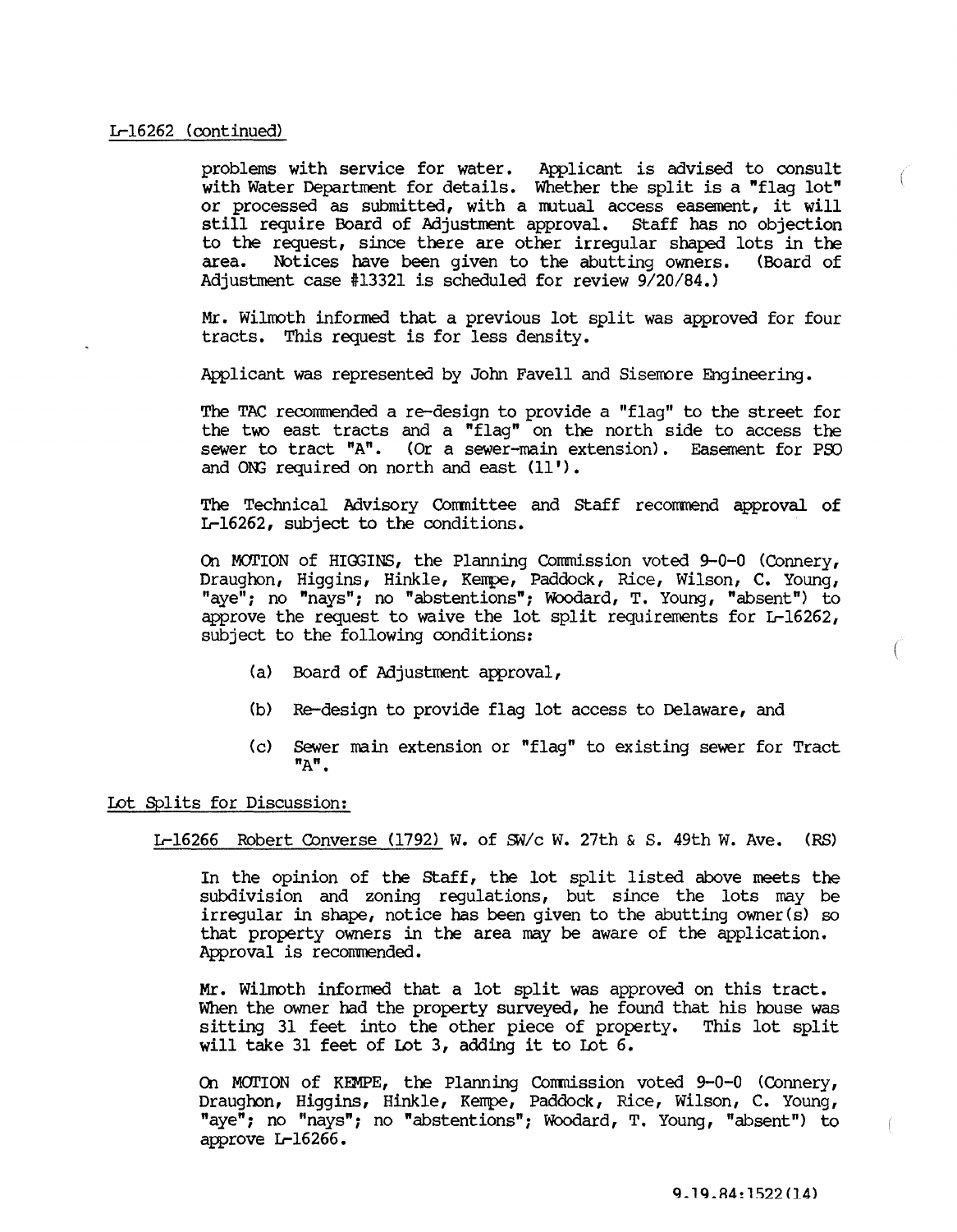L-16262 (continued)

problems with service for water. Applicant is advised to consult with Water Department for details. Whether the split is a "flag lot" or processed as submitted, with a mutual access easement, it will still require Board of Adjustment approval. Staff has no objection to the request, since there are other irregular shaped lots in the area. Notices have been given to the abutting owners. (Board of Adjustment case #13321 is scheduled for review 9/20/84.)

Mr. Wilmoth informed that a previous lot split was approved for four tracts. This request is for less density.

Applicant was represented by John Favell and Sisemore Engineering.

The TAC recommended a re-design to provide a "flag" to the street for the two east tracts and a "flag" on the north side to access the sewer to tract "A". (Or a sewer-main extension). Easement for PSO and ONG required on north and east (11').

The Technical Advisory Committee and Staff recommend approval of L-16262, subject to the conditions.

On MOTION of HIGGINS, the Planning Commission voted 9-0-0 (Connery, Draughon, Higgins, Hinkle, Kempe, Paddock, Rice, Wilson, C. Young, "aye"; no "nays"; no "abstentions"; Woodard, T. Young, "absent") to approve the request to waive the lot split requirements for L-16262, subject to the following conditions:

(a) Board of Adjustment approval,

(b) Re-design to provide flag lot access to Delaware, and

(c) Sewer main extension or "flag" to existing sewer for Tract "A".

Lot Splits for Discussion:

L-16266 Robert Converse (1792) W. of SW/c W. 27th & S. 49th W. Ave. (RS)

In the opinion of the Staff, the lot split listed above meets the subdivision and zoning regulations, but since the lots may be irregular in shape, notice has been given to the abutting owner(s) so that property owners in the area may be aware of the application. Approval is recommended.

Mr. Wilmoth informed that a lot split was approved on this tract. When the owner had the property surveyed, he found that his house was sitting 31 feet into the other piece of property. This lot split will take 31 feet of Lot 3, adding it to Lot 6.

On MOTION of KEMPE, the Planning Commission voted 9-0-0 (Connery, Draughon, Higgins, Hinkle, Kempe, Paddock, Rice, Wilson, C. Young, "aye"; no "nays"; no "abstentions"; Woodard, T. Young, "absent") to approve L-16266.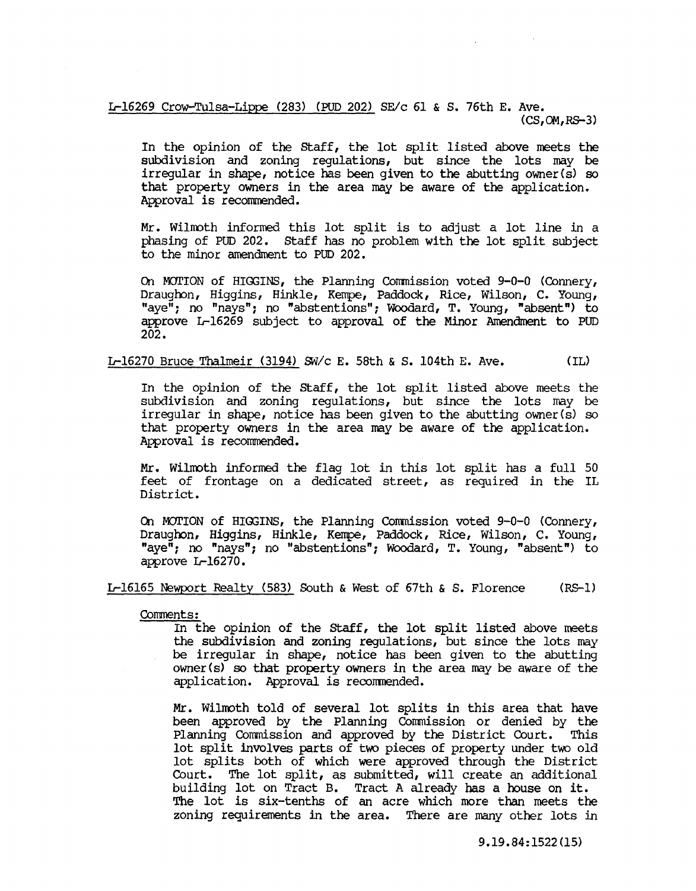L-16269 Crow-Tulsa-Lippe (283) (PUD 202) SE/c 61 & S. 76th E. Ave. (CS,OM,RS-3)

In the opinion of the Staff, the lot split listed above meets the subdivision and zoning regulations, but since the lots may be irregular in shape, notice has been given to the abutting owner(s) so that property owners in the area may be aware of the application. Approval is recommended.

Mr. Wilmoth informed this lot split is to adjust a lot line in a phasing of PUD 202. Staff has no problem with the lot split subject to the minor amendment to PUD 202.

On MOTION of HIGGINS, the Planning Commission voted 9-0-0 (Connery, Draughon, Higgins, Hinkle, Kempe, Paddock, Rice, Wilson, C. Young, "aye"; no "nays"; no "abstentions"; Woodard, T. Young, "absent") to approve L-16269 subject to approval of the Minor Amendment to PUD 202.

L-16270 Bruce Thalmeir (3194) SW/c E. 58th & S. 104th E. Ave. (IL)

In the opinion of the Staff, the lot split listed above meets the subdivision and zoning regulations, but since the lots may be irregular in shape, notice has been given to the abutting owner(s) so that property owners in the area may be aware of the application. Approval is recommended.

Mr. Wilmoth informed the flag lot in this lot split has a full 50 feet of frontage on a dedicated street, as required in the IL District.

On MOTION of HIGGINS, the Planning Commission voted 9-0-0 (Connery, Draughon, Higgins, Hinkle, Kempe, Paddock, Rice, Wilson, C. Young, "aye"; no "nays"; no "abstentions"; Woodard, T. Young, "absent") to approve L-16270.

L-16165 Newport Realty (583) South & West of 67th & S. Florence (RS-1)

Comments:

In the opinion of the Staff, the lot split listed above meets the subdivision and zoning regulations, but since the lots may be irregular in shape, notice has been given to the abutting owner(s) so that property owners in the area may be aware of the application. Approval is recommended.

Mr. Wilmoth told of several lot splits in this area that have been approved by the Planning Commission or denied by the Planning Commission and approved by the District Court. This lot split involves parts of two pieces of property under two old lot splits both of which were approved through the District Court. The lot split, as submitted, will create an additional building lot on Tract B. Tract A already has a house on it. The lot is six-tenths of an acre which more than meets the zoning requirements in the area. There are many other lots in

9.19.84:1522(15)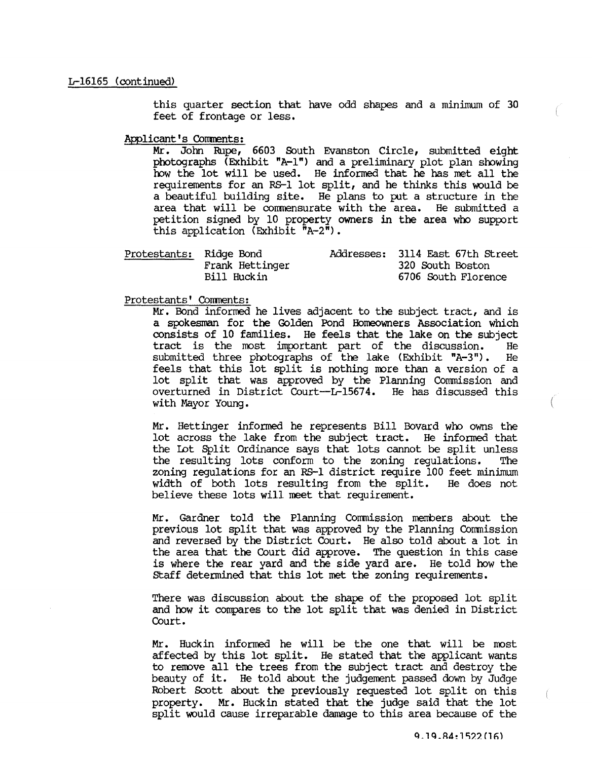L-16165 (continued)

this quarter section that have odd shapes and a minimum of 30 feet of frontage or less.

Applicant's Comments:

Mr. John Rupe, 6603 South Evanston Circle, submitted eight photographs (Exhibit "A-1") and a preliminary plot plan showing how the lot will be used. He informed that he has met all the requirements for an RS-1 lot split, and he thinks this would be a beautiful building site. He plans to put a structure in the area that will be commensurate with the area. He submitted a petition signed by 10 property owners in the area who support this application (Exhibit "A-2").

| Protestants: | | Addresses: | |
|---|---|---|---|
| | Ridge Bond | | 3114 East 67th Street |
| | Frank Hettinger | | 320 South Boston |
| | Bill Huckin | | 6706 South Florence |

Protestants' Comments:

Mr. Bond informed he lives adjacent to the subject tract, and is a spokesman for the Golden Pond Homeowners Association which consists of 10 families. He feels that the lake on the subject tract is the most important part of the discussion. He submitted three photographs of the lake (Exhibit "A-3"). He feels that this lot split is nothing more than a version of a lot split that was approved by the Planning Commission and overturned in District Court--L-15674. He has discussed this with Mayor Young.

Mr. Hettinger informed he represents Bill Bovard who owns the lot across the lake from the subject tract. He informed that the Lot Split Ordinance says that lots cannot be split unless the resulting lots conform to the zoning regulations. The zoning regulations for an RS-1 district require 100 feet minimum width of both lots resulting from the split. He does not believe these lots will meet that requirement.

Mr. Gardner told the Planning Commission members about the previous lot split that was approved by the Planning Commission and reversed by the District Court. He also told about a lot in the area that the Court did approve. The question in this case is where the rear yard and the side yard are. He told how the Staff determined that this lot met the zoning requirements.

There was discussion about the shape of the proposed lot split and how it compares to the lot split that was denied in District Court.

Mr. Huckin informed he will be the one that will be most affected by this lot split. He stated that the applicant wants to remove all the trees from the subject tract and destroy the beauty of it. He told about the judgement passed down by Judge Robert Scott about the previously requested lot split on this property. Mr. Huckin stated that the judge said that the lot split would cause irreparable damage to this area because of the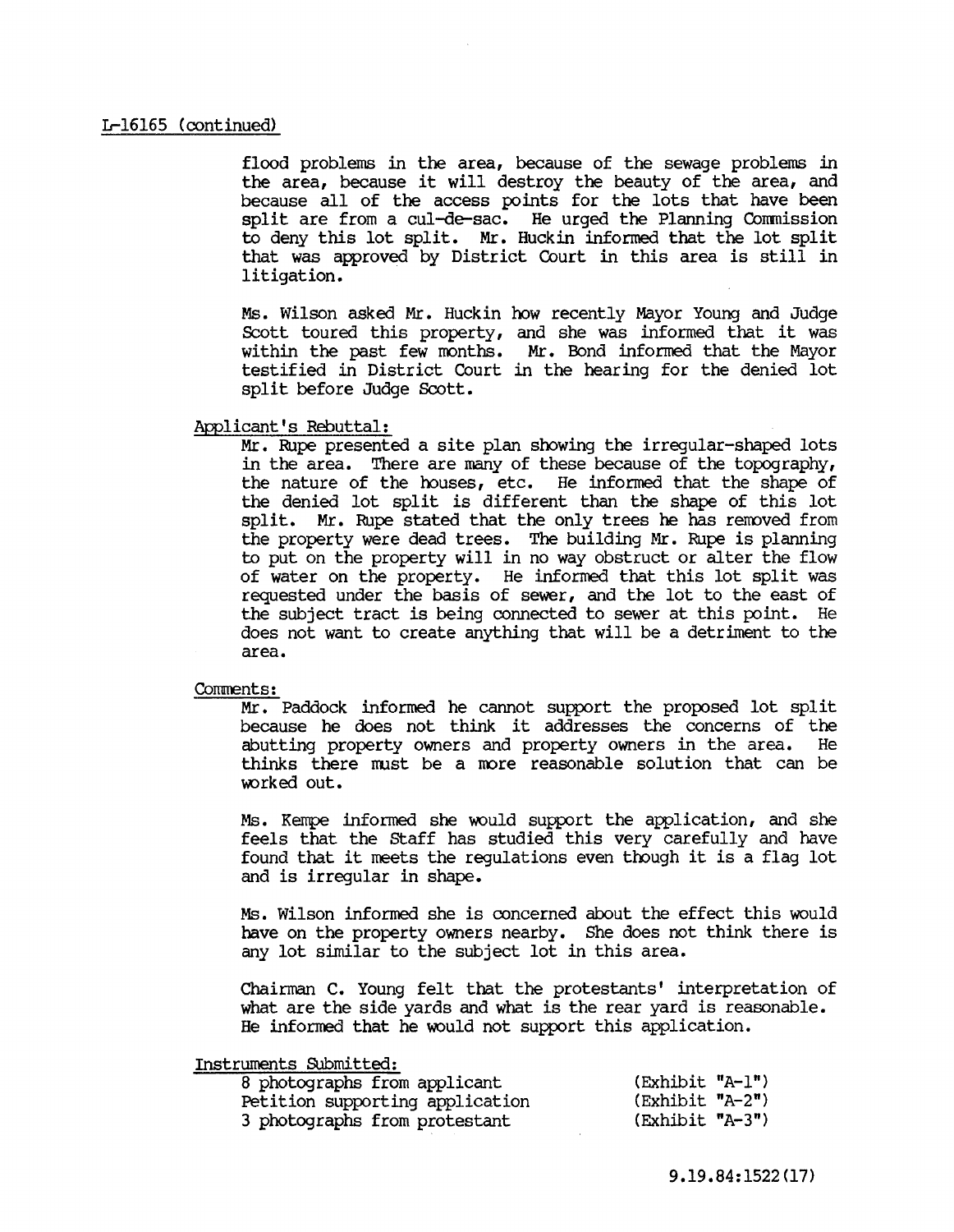L-16165 (continued)

flood problems in the area, because of the sewage problems in the area, because it will destroy the beauty of the area, and because all of the access points for the lots that have been split are from a cul-de-sac. He urged the Planning Commission to deny this lot split. Mr. Huckin informed that the lot split that was approved by District Court in this area is still in litigation.

Ms. Wilson asked Mr. Huckin how recently Mayor Young and Judge Scott toured this property, and she was informed that it was within the past few months. Mr. Bond informed that the Mayor testified in District Court in the hearing for the denied lot split before Judge Scott.

Applicant's Rebuttal:

Mr. Rupe presented a site plan showing the irregular-shaped lots in the area. There are many of these because of the topography, the nature of the houses, etc. He informed that the shape of the denied lot split is different than the shape of this lot split. Mr. Rupe stated that the only trees he has removed from the property were dead trees. The building Mr. Rupe is planning to put on the property will in no way obstruct or alter the flow of water on the property. He informed that this lot split was requested under the basis of sewer, and the lot to the east of the subject tract is being connected to sewer at this point. He does not want to create anything that will be a detriment to the area.

Comments:

Mr. Paddock informed he cannot support the proposed lot split because he does not think it addresses the concerns of the abutting property owners and property owners in the area. He thinks there must be a more reasonable solution that can be worked out.

Ms. Kempe informed she would support the application, and she feels that the Staff has studied this very carefully and have found that it meets the regulations even though it is a flag lot and is irregular in shape.

Ms. Wilson informed she is concerned about the effect this would have on the property owners nearby. She does not think there is any lot similar to the subject lot in this area.

Chairman C. Young felt that the protestants' interpretation of what are the side yards and what is the rear yard is reasonable. He informed that he would not support this application.

Instruments Submitted:

| | |
|---|---|
| 8 photographs from applicant | (Exhibit "A-1") |
| Petition supporting application | (Exhibit "A-2") |
| 3 photographs from protestant | (Exhibit "A-3") |

9.19.84:1522(17)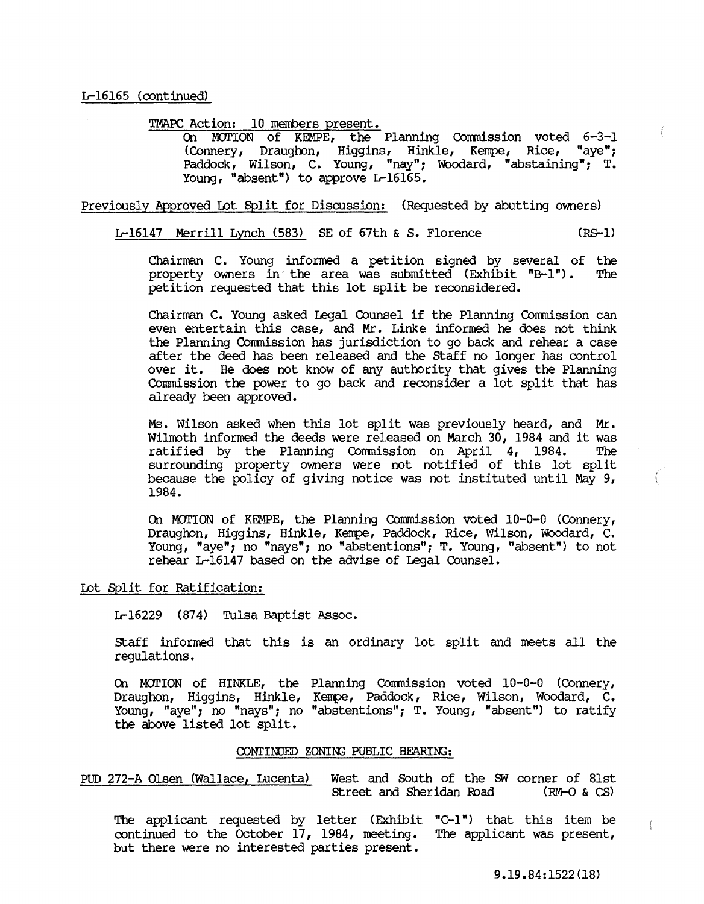L-16165 (continued)

TMAPC Action: 10 members present.

On MOTION of KEMPE, the Planning Commission voted 6-3-1 (Connery, Draughon, Higgins, Hinkle, Kempe, Rice, "aye"; Paddock, Wilson, C. Young, "nay"; Woodard, "abstaining"; T. Young, "absent") to approve L-16165.

Previously Approved Lot Split for Discussion: (Requested by abutting owners)

L-16147 Merrill Lynch (583) SE of 67th & S. Florence (RS-1)

Chairman C. Young informed a petition signed by several of the property owners in the area was submitted (Exhibit "B-1"). The petition requested that this lot split be reconsidered.

Chairman C. Young asked Legal Counsel if the Planning Commission can even entertain this case, and Mr. Linke informed he does not think the Planning Commission has jurisdiction to go back and rehear a case after the deed has been released and the Staff no longer has control over it. He does not know of any authority that gives the Planning Commission the power to go back and reconsider a lot split that has already been approved.

Ms. Wilson asked when this lot split was previously heard, and Mr. Wilmoth informed the deeds were released on March 30, 1984 and it was ratified by the Planning Commission on April 4, 1984. The surrounding property owners were not notified of this lot split because the policy of giving notice was not instituted until May 9, 1984.

On MOTION of KEMPE, the Planning Commission voted 10-0-0 (Connery, Draughon, Higgins, Hinkle, Kempe, Paddock, Rice, Wilson, Woodard, C. Young, "aye"; no "nays"; no "abstentions"; T. Young, "absent") to not rehear L-16147 based on the advise of Legal Counsel.

Lot Split for Ratification:

L-16229 (874) Tulsa Baptist Assoc.

Staff informed that this is an ordinary lot split and meets all the regulations.

On MOTION of HINKLE, the Planning Commission voted 10-0-0 (Connery, Draughon, Higgins, Hinkle, Kempe, Paddock, Rice, Wilson, Woodard, C. Young, "aye"; no "nays"; no "abstentions"; T. Young, "absent") to ratify the above listed lot split.

CONTINUED ZONING PUBLIC HEARING:

PUD 272-A Olsen (Wallace, Lucenta) West and South of the SW corner of 81st Street and Sheridan Road (RM-O & CS)

The applicant requested by letter (Exhibit "C-1") that this item be continued to the October 17, 1984, meeting. The applicant was present, but there were no interested parties present.

9.19.84:1522(18)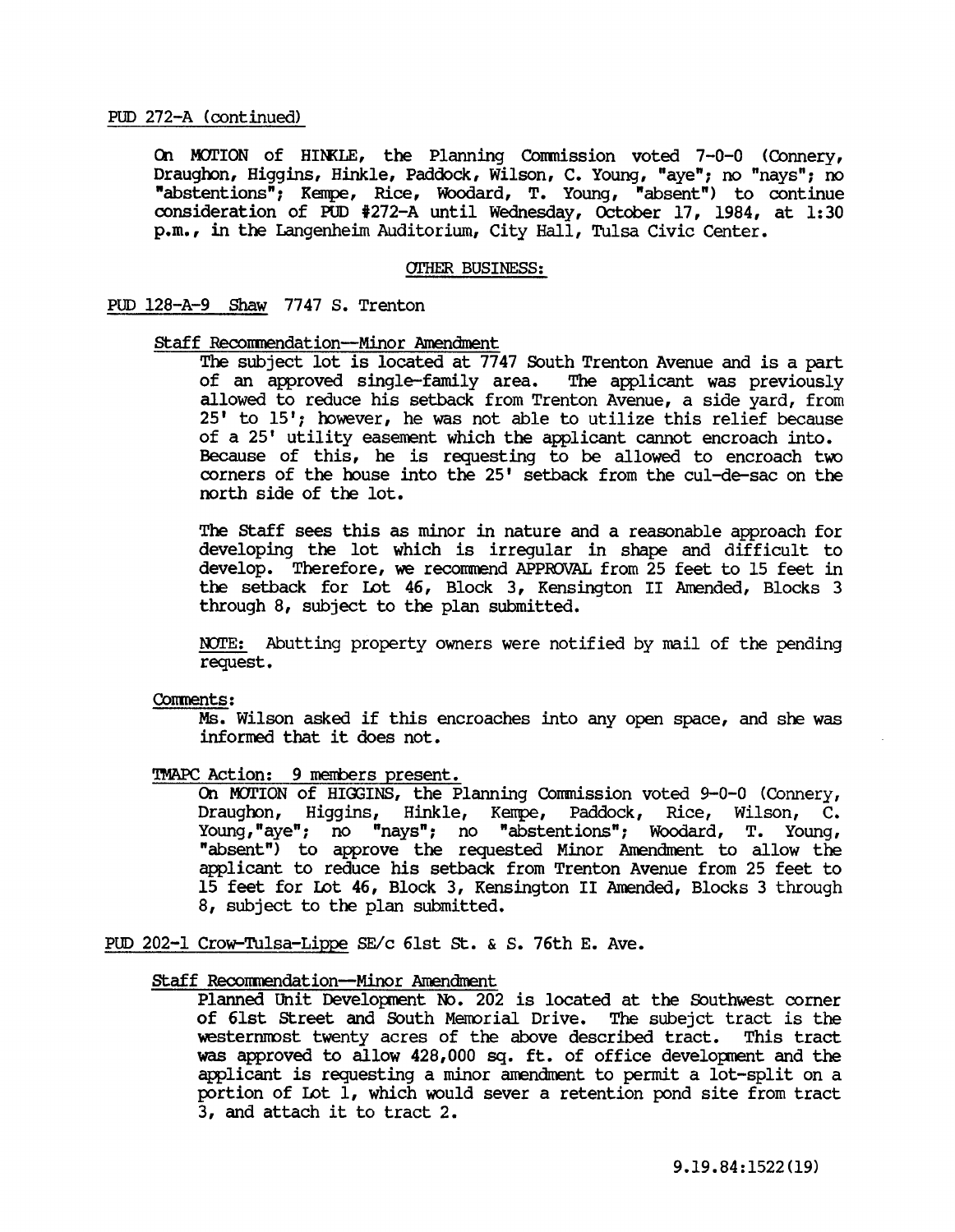PUD 272-A (continued)

On MOTION of HINKLE, the Planning Commission voted 7-0-0 (Connery, Draughon, Higgins, Hinkle, Paddock, Wilson, C. Young, "aye"; no "nays"; no "abstentions"; Kempe, Rice, Woodard, T. Young, "absent") to continue consideration of PUD #272-A until Wednesday, October 17, 1984, at 1:30 p.m., in the Langenheim Auditorium, City Hall, Tulsa Civic Center.

OTHER BUSINESS:

PUD 128-A-9 Shaw 7747 S. Trenton

Staff Recommendation--Minor Amendment

The subject lot is located at 7747 South Trenton Avenue and is a part of an approved single-family area. The applicant was previously allowed to reduce his setback from Trenton Avenue, a side yard, from 25' to 15'; however, he was not able to utilize this relief because of a 25' utility easement which the applicant cannot encroach into. Because of this, he is requesting to be allowed to encroach two corners of the house into the 25' setback from the cul-de-sac on the north side of the lot.

The Staff sees this as minor in nature and a reasonable approach for developing the lot which is irregular in shape and difficult to develop. Therefore, we recommend APPROVAL from 25 feet to 15 feet in the setback for Lot 46, Block 3, Kensington II Amended, Blocks 3 through 8, subject to the plan submitted.

NOTE: Abutting property owners were notified by mail of the pending request.

Comments:

Ms. Wilson asked if this encroaches into any open space, and she was informed that it does not.

TMAPC Action: 9 members present.

On MOTION of HIGGINS, the Planning Commission voted 9-0-0 (Connery, Draughon, Higgins, Hinkle, Kempe, Paddock, Rice, Wilson, C. Young,"aye"; no "nays"; no "abstentions"; Woodard, T. Young, "absent") to approve the requested Minor Amendment to allow the applicant to reduce his setback from Trenton Avenue from 25 feet to 15 feet for Lot 46, Block 3, Kensington II Amended, Blocks 3 through 8, subject to the plan submitted.

PUD 202-1 Crow-Tulsa-Lippe SE/c 61st St. & S. 76th E. Ave.

Staff Recommendation--Minor Amendment

Planned Unit Development No. 202 is located at the Southwest corner of 61st Street and South Memorial Drive. The subejct tract is the westernmost twenty acres of the above described tract. This tract was approved to allow 428,000 sq. ft. of office development and the applicant is requesting a minor amendment to permit a lot-split on a portion of Lot 1, which would sever a retention pond site from tract 3, and attach it to tract 2.

9.19.84:1522(19)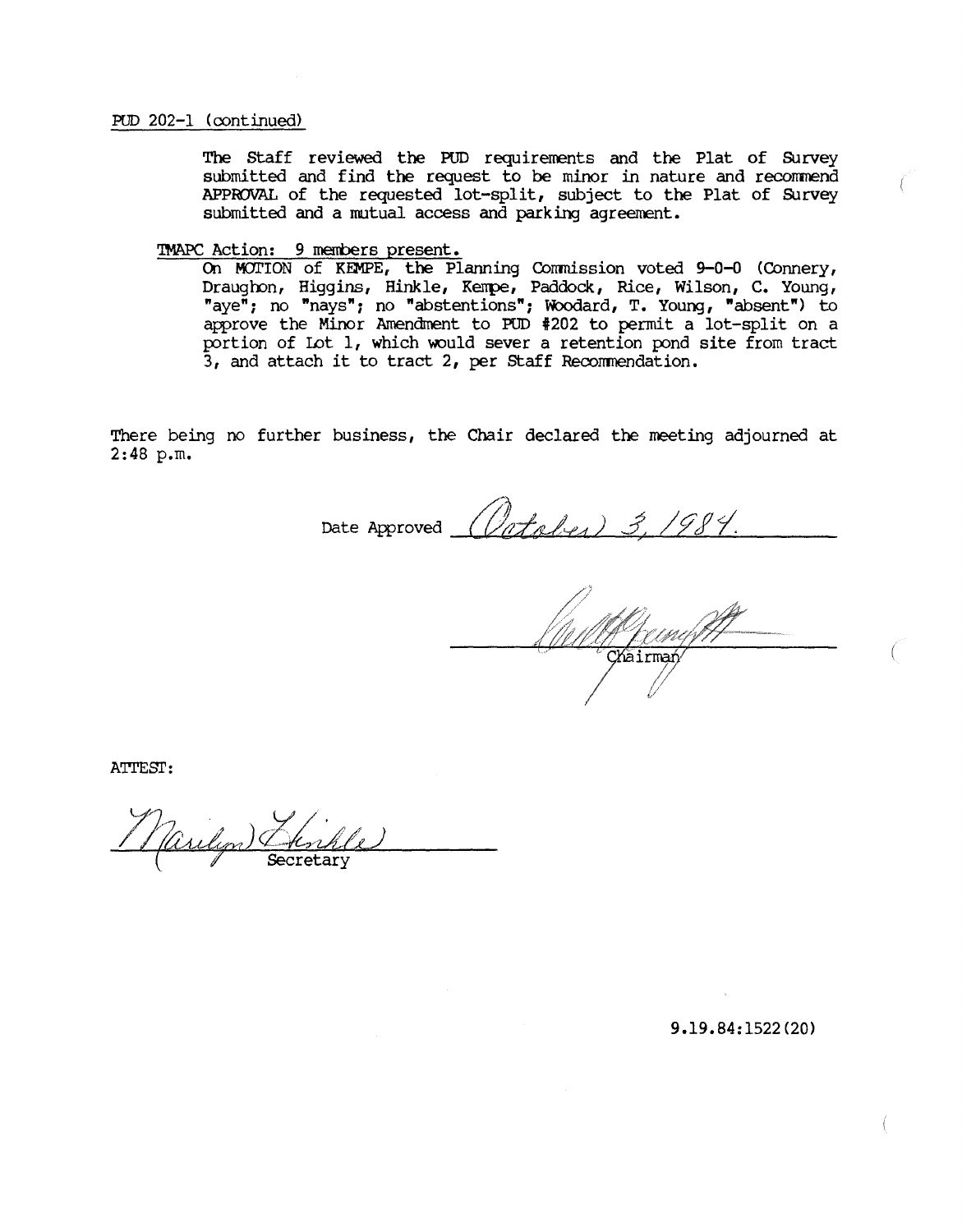PUD 202-1 (continued)

The Staff reviewed the PUD requirements and the Plat of Survey submitted and find the request to be minor in nature and recommend APPROVAL of the requested lot-split, subject to the Plat of Survey submitted and a mutual access and parking agreement.

TMAPC Action: 9 members present.

On MOTION of KEMPE, the Planning Commission voted 9-0-0 (Connery, Draughon, Higgins, Hinkle, Kempe, Paddock, Rice, Wilson, C. Young, "aye"; no "nays"; no "abstentions"; Woodard, T. Young, "absent") to approve the Minor Amendment to PUD #202 to permit a lot-split on a portion of Lot 1, which would sever a retention pond site from tract 3, and attach it to tract 2, per Staff Recommendation.

There being no further business, the Chair declared the meeting adjourned at 2:48 p.m.

Date Approved *October 3, 1984.*

Chairman

ATTEST:

*Marilyn Hinkle*
Secretary

9.19.84:1522(20)